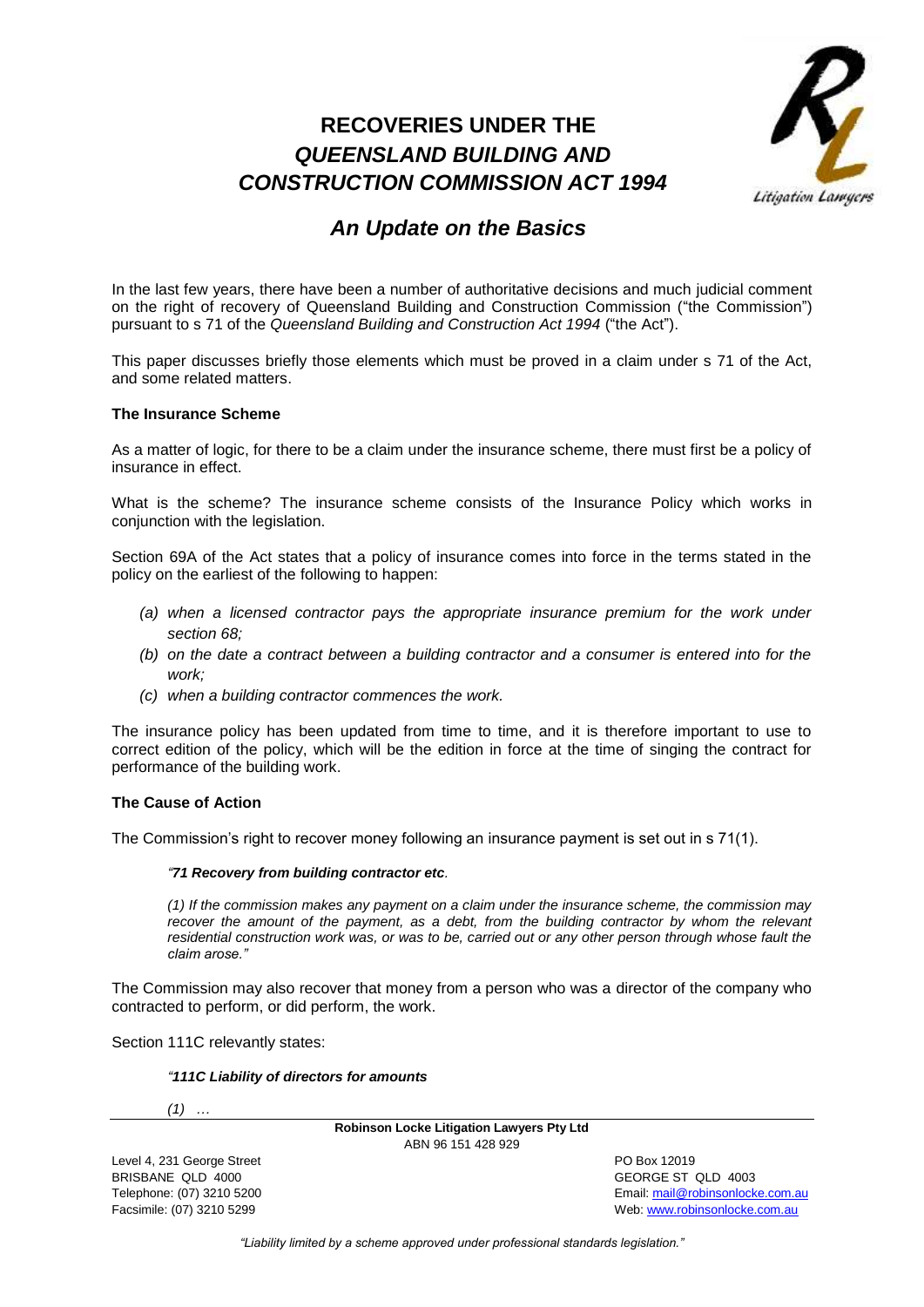# RECOVERIES UNDER THE *QUEENSLAND BUILDING AND CONSTRUCTION COMMISSION ACT 1994*

## *An Update on the Basics*

In the last few years, there have been a number of authoritative decisions and much judicial comment on the right of recovery of Queensland Building and Construction Commission ("the Commission") pursuant to s 71 of the *Queensland Building and Construction Act 1994* ("the Act").

This paper discusses briefly those elements which must be proved in a claim under s 71 of the Act, and some related matters.

**The Insurance Scheme**

As a matter of logic, for there to be a claim under the insurance scheme, there must first be a policy of insurance in effect.

What is the scheme? The insurance scheme consists of the Insurance Policy which works in conjunction with the legislation.

Section 69A of the Act states that a policy of insurance comes into force in the terms stated in the policy on the earliest of the following to happen:

- *(a) when a licensed contractor pays the appropriate insurance premium for the work under section 68;*
- *(b) on the date a contract between a building contractor and a consumer is entered into for the work;*
- *(c) when a building contractor commences the work.*

The insurance policy has been updated from time to time, and it is therefore important to use to correct edition of the policy, which will be the edition in force at the time of singing the contract for performance of the building work.

**The Cause of Action**

The Commission's right to recover money following an insurance payment is set out in s 71(1).

> *"**71 Recovery from building contractor etc**.*
>
> *(1) If the commission makes any payment on a claim under the insurance scheme, the commission may recover the amount of the payment, as a debt, from the building contractor by whom the relevant residential construction work was, or was to be, carried out or any other person through whose fault the claim arose."*

The Commission may also recover that money from a person who was a director of the company who contracted to perform, or did perform, the work.

Section 111C relevantly states:

> *"**111C Liability of directors for amounts***
>
> *(1) …*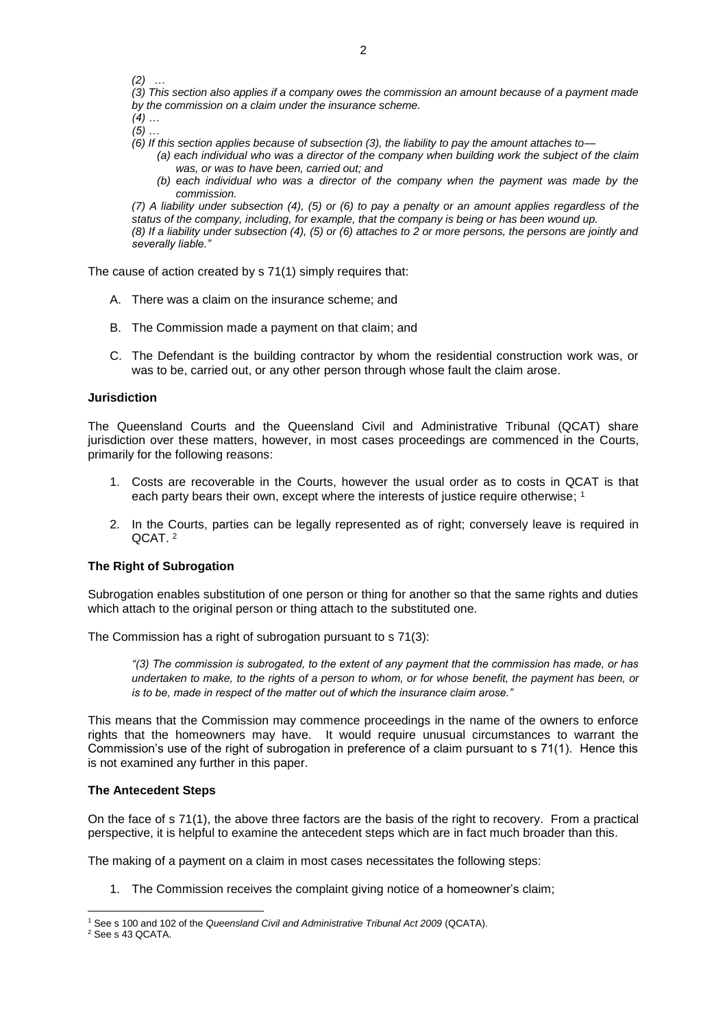*(2) …*

*(3) This section also applies if a company owes the commission an amount because of a payment made by the commission on a claim under the insurance scheme.*

*(4) …*

*(5) …*

*(6) If this section applies because of subsection (3), the liability to pay the amount attaches to—*

> *(a) each individual who was a director of the company when building work the subject of the claim was, or was to have been, carried out; and*
>
> *(b) each individual who was a director of the company when the payment was made by the commission.*

*(7) A liability under subsection (4), (5) or (6) to pay a penalty or an amount applies regardless of the status of the company, including, for example, that the company is being or has been wound up.*

*(8) If a liability under subsection (4), (5) or (6) attaches to 2 or more persons, the persons are jointly and severally liable."*

The cause of action created by s 71(1) simply requires that:

A. There was a claim on the insurance scheme; and

B. The Commission made a payment on that claim; and

C. The Defendant is the building contractor by whom the residential construction work was, or was to be, carried out, or any other person through whose fault the claim arose.

**Jurisdiction**

The Queensland Courts and the Queensland Civil and Administrative Tribunal (QCAT) share jurisdiction over these matters, however, in most cases proceedings are commenced in the Courts, primarily for the following reasons:

1. Costs are recoverable in the Courts, however the usual order as to costs in QCAT is that each party bears their own, except where the interests of justice require otherwise; [1]

2. In the Courts, parties can be legally represented as of right; conversely leave is required in QCAT. [2]

**The Right of Subrogation**

Subrogation enables substitution of one person or thing for another so that the same rights and duties which attach to the original person or thing attach to the substituted one.

The Commission has a right of subrogation pursuant to s 71(3):

> *"(3) The commission is subrogated, to the extent of any payment that the commission has made, or has undertaken to make, to the rights of a person to whom, or for whose benefit, the payment has been, or is to be, made in respect of the matter out of which the insurance claim arose."*

This means that the Commission may commence proceedings in the name of the owners to enforce rights that the homeowners may have. It would require unusual circumstances to warrant the Commission's use of the right of subrogation in preference of a claim pursuant to s 71(1). Hence this is not examined any further in this paper.

**The Antecedent Steps**

On the face of s 71(1), the above three factors are the basis of the right to recovery. From a practical perspective, it is helpful to examine the antecedent steps which are in fact much broader than this.

The making of a payment on a claim in most cases necessitates the following steps:

1. The Commission receives the complaint giving notice of a homeowner's claim;

---

[1] See s 100 and 102 of the *Queensland Civil and Administrative Tribunal Act 2009* (QCATA).

[2] See s 43 QCATA.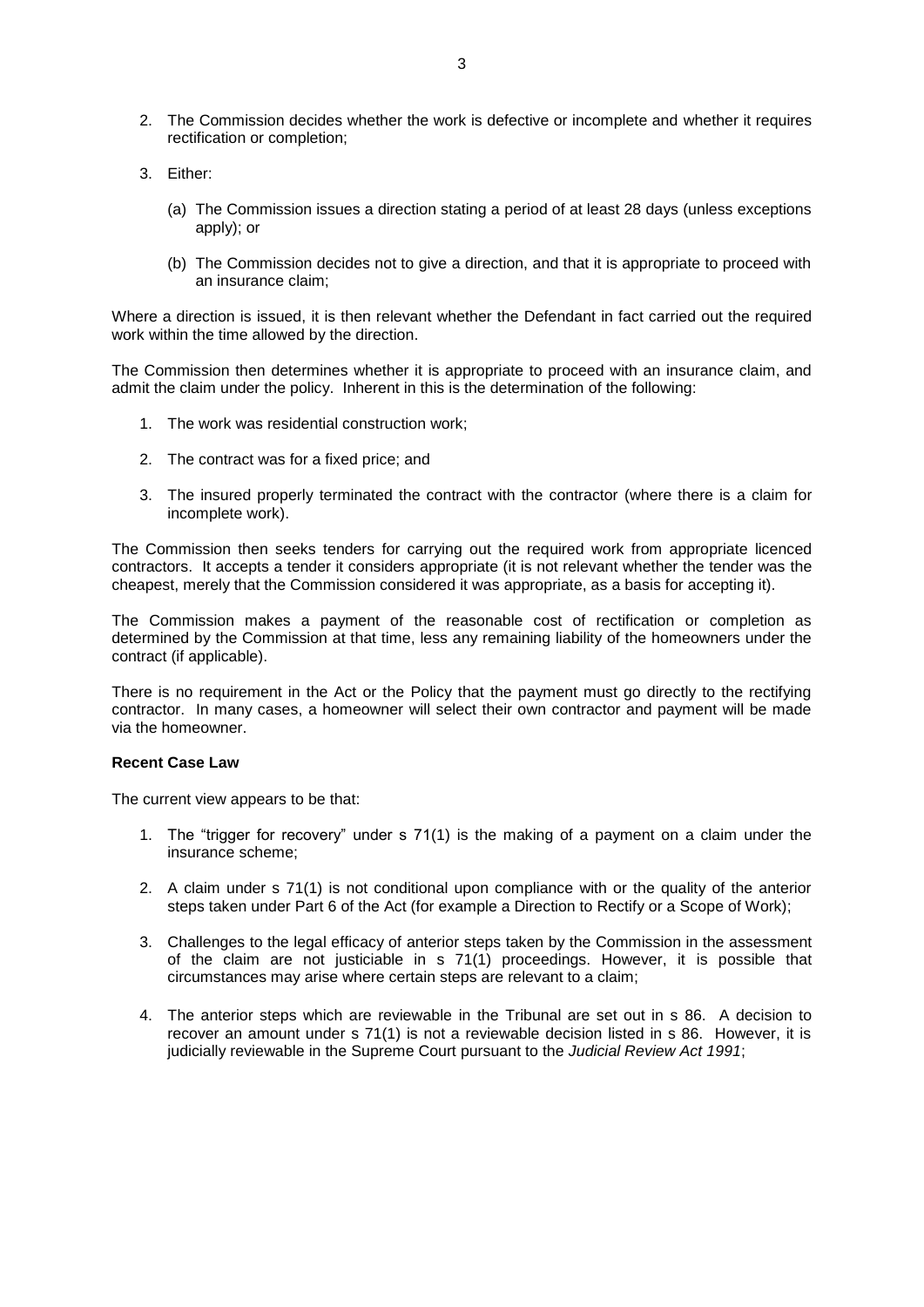2. The Commission decides whether the work is defective or incomplete and whether it requires rectification or completion;

3. Either:

   (a) The Commission issues a direction stating a period of at least 28 days (unless exceptions apply); or

   (b) The Commission decides not to give a direction, and that it is appropriate to proceed with an insurance claim;

Where a direction is issued, it is then relevant whether the Defendant in fact carried out the required work within the time allowed by the direction.

The Commission then determines whether it is appropriate to proceed with an insurance claim, and admit the claim under the policy. Inherent in this is the determination of the following:

1. The work was residential construction work;

2. The contract was for a fixed price; and

3. The insured properly terminated the contract with the contractor (where there is a claim for incomplete work).

The Commission then seeks tenders for carrying out the required work from appropriate licenced contractors. It accepts a tender it considers appropriate (it is not relevant whether the tender was the cheapest, merely that the Commission considered it was appropriate, as a basis for accepting it).

The Commission makes a payment of the reasonable cost of rectification or completion as determined by the Commission at that time, less any remaining liability of the homeowners under the contract (if applicable).

There is no requirement in the Act or the Policy that the payment must go directly to the rectifying contractor. In many cases, a homeowner will select their own contractor and payment will be made via the homeowner.

**Recent Case Law**

The current view appears to be that:

1. The "trigger for recovery" under s 71(1) is the making of a payment on a claim under the insurance scheme;

2. A claim under s 71(1) is not conditional upon compliance with or the quality of the anterior steps taken under Part 6 of the Act (for example a Direction to Rectify or a Scope of Work);

3. Challenges to the legal efficacy of anterior steps taken by the Commission in the assessment of the claim are not justiciable in s 71(1) proceedings. However, it is possible that circumstances may arise where certain steps are relevant to a claim;

4. The anterior steps which are reviewable in the Tribunal are set out in s 86. A decision to recover an amount under s 71(1) is not a reviewable decision listed in s 86. However, it is judicially reviewable in the Supreme Court pursuant to the *Judicial Review Act 1991*;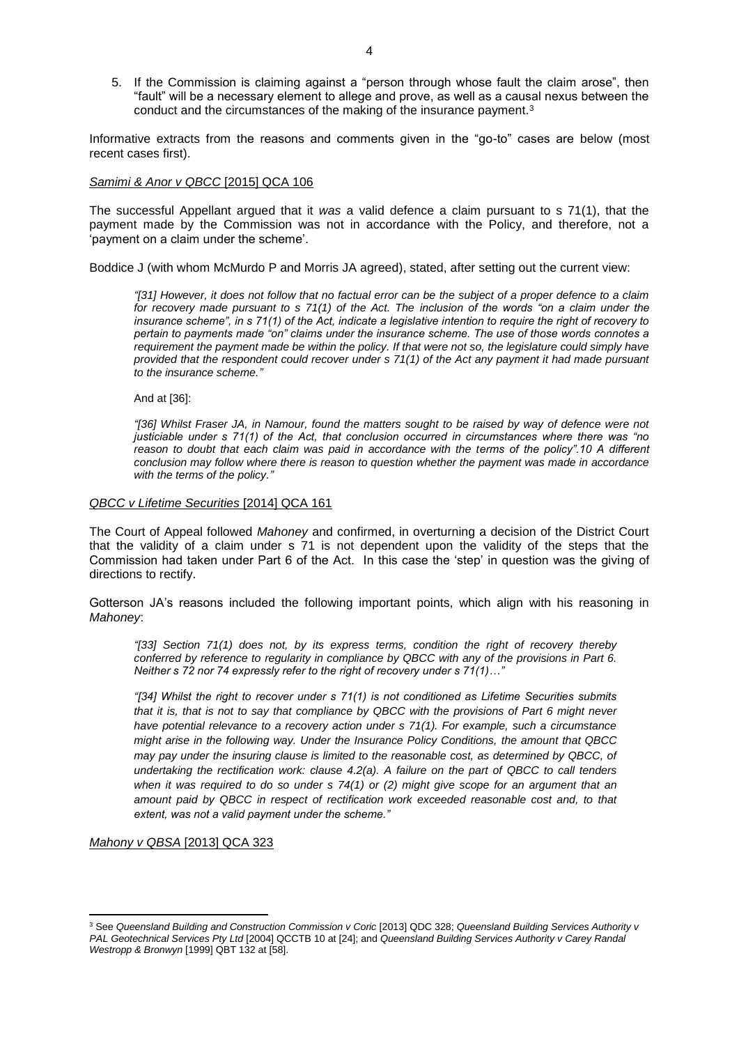5. If the Commission is claiming against a "person through whose fault the claim arose", then "fault" will be a necessary element to allege and prove, as well as a causal nexus between the conduct and the circumstances of the making of the insurance payment.[3]

Informative extracts from the reasons and comments given in the "go-to" cases are below (most recent cases first).

*Samimi & Anor v QBCC* [2015] QCA 106

The successful Appellant argued that it *was* a valid defence a claim pursuant to s 71(1), that the payment made by the Commission was not in accordance with the Policy, and therefore, not a 'payment on a claim under the scheme'.

Boddice J (with whom McMurdo P and Morris JA agreed), stated, after setting out the current view:

> *"[31] However, it does not follow that no factual error can be the subject of a proper defence to a claim for recovery made pursuant to s 71(1) of the Act. The inclusion of the words "on a claim under the insurance scheme", in s 71(1) of the Act, indicate a legislative intention to require the right of recovery to pertain to payments made "on" claims under the insurance scheme. The use of those words connotes a requirement the payment made be within the policy. If that were not so, the legislature could simply have provided that the respondent could recover under s 71(1) of the Act any payment it had made pursuant to the insurance scheme."*
>
> And at [36]:
>
> *"[36] Whilst Fraser JA, in Namour, found the matters sought to be raised by way of defence were not justiciable under s 71(1) of the Act, that conclusion occurred in circumstances where there was "no reason to doubt that each claim was paid in accordance with the terms of the policy".10 A different conclusion may follow where there is reason to question whether the payment was made in accordance with the terms of the policy."*

*QBCC v Lifetime Securities* [2014] QCA 161

The Court of Appeal followed *Mahoney* and confirmed, in overturning a decision of the District Court that the validity of a claim under s 71 is not dependent upon the validity of the steps that the Commission had taken under Part 6 of the Act. In this case the 'step' in question was the giving of directions to rectify.

Gotterson JA's reasons included the following important points, which align with his reasoning in *Mahoney*:

> *"[33] Section 71(1) does not, by its express terms, condition the right of recovery thereby conferred by reference to regularity in compliance by QBCC with any of the provisions in Part 6. Neither s 72 nor 74 expressly refer to the right of recovery under s 71(1)…"*
>
> *"[34] Whilst the right to recover under s 71(1) is not conditioned as Lifetime Securities submits that it is, that is not to say that compliance by QBCC with the provisions of Part 6 might never have potential relevance to a recovery action under s 71(1). For example, such a circumstance might arise in the following way. Under the Insurance Policy Conditions, the amount that QBCC may pay under the insuring clause is limited to the reasonable cost, as determined by QBCC, of undertaking the rectification work: clause 4.2(a). A failure on the part of QBCC to call tenders when it was required to do so under s 74(1) or (2) might give scope for an argument that an amount paid by QBCC in respect of rectification work exceeded reasonable cost and, to that extent, was not a valid payment under the scheme."*

*Mahony v QBSA* [2013] QCA 323

---

[3] See *Queensland Building and Construction Commission v Coric* [2013] QDC 328; *Queensland Building Services Authority v PAL Geotechnical Services Pty Ltd* [2004] QCCTB 10 at [24]; and *Queensland Building Services Authority v Carey Randal Westropp & Bronwyn* [1999] QBT 132 at [58].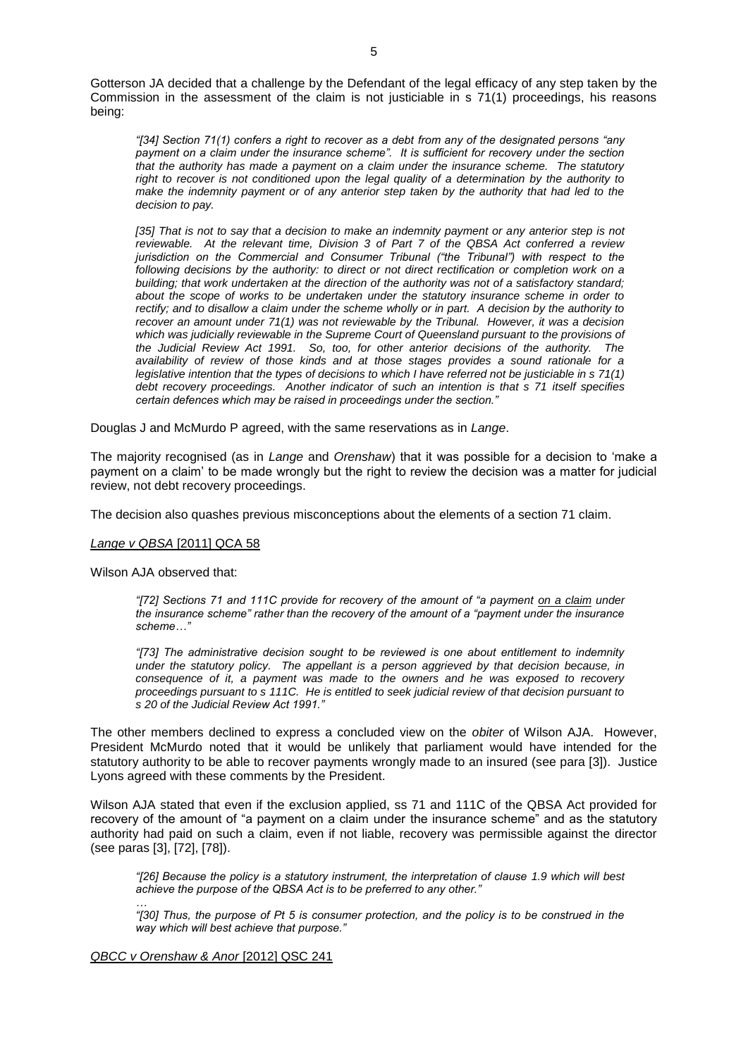Gotterson JA decided that a challenge by the Defendant of the legal efficacy of any step taken by the Commission in the assessment of the claim is not justiciable in s 71(1) proceedings, his reasons being:

> *"[34] Section 71(1) confers a right to recover as a debt from any of the designated persons "any payment on a claim under the insurance scheme". It is sufficient for recovery under the section that the authority has made a payment on a claim under the insurance scheme. The statutory right to recover is not conditioned upon the legal quality of a determination by the authority to make the indemnity payment or of any anterior step taken by the authority that had led to the decision to pay.*
>
> *[35] That is not to say that a decision to make an indemnity payment or any anterior step is not reviewable. At the relevant time, Division 3 of Part 7 of the QBSA Act conferred a review jurisdiction on the Commercial and Consumer Tribunal ("the Tribunal") with respect to the following decisions by the authority: to direct or not direct rectification or completion work on a building; that work undertaken at the direction of the authority was not of a satisfactory standard; about the scope of works to be undertaken under the statutory insurance scheme in order to rectify; and to disallow a claim under the scheme wholly or in part. A decision by the authority to recover an amount under 71(1) was not reviewable by the Tribunal. However, it was a decision which was judicially reviewable in the Supreme Court of Queensland pursuant to the provisions of the Judicial Review Act 1991. So, too, for other anterior decisions of the authority. The availability of review of those kinds and at those stages provides a sound rationale for a legislative intention that the types of decisions to which I have referred not be justiciable in s 71(1) debt recovery proceedings. Another indicator of such an intention is that s 71 itself specifies certain defences which may be raised in proceedings under the section."*

Douglas J and McMurdo P agreed, with the same reservations as in *Lange*.

The majority recognised (as in *Lange* and *Orenshaw*) that it was possible for a decision to 'make a payment on a claim' to be made wrongly but the right to review the decision was a matter for judicial review, not debt recovery proceedings.

The decision also quashes previous misconceptions about the elements of a section 71 claim.

<u>*Lange v QBSA* [2011] QCA 58</u>

Wilson AJA observed that:

> *"[72] Sections 71 and 111C provide for recovery of the amount of "a payment <u>on a claim</u> under the insurance scheme" rather than the recovery of the amount of a "payment under the insurance scheme…"*
>
> *"[73] The administrative decision sought to be reviewed is one about entitlement to indemnity under the statutory policy. The appellant is a person aggrieved by that decision because, in consequence of it, a payment was made to the owners and he was exposed to recovery proceedings pursuant to s 111C. He is entitled to seek judicial review of that decision pursuant to s 20 of the Judicial Review Act 1991."*

The other members declined to express a concluded view on the *obiter* of Wilson AJA. However, President McMurdo noted that it would be unlikely that parliament would have intended for the statutory authority to be able to recover payments wrongly made to an insured (see para [3]). Justice Lyons agreed with these comments by the President.

Wilson AJA stated that even if the exclusion applied, ss 71 and 111C of the QBSA Act provided for recovery of the amount of "a payment on a claim under the insurance scheme" and as the statutory authority had paid on such a claim, even if not liable, recovery was permissible against the director (see paras [3], [72], [78]).

> *"[26] Because the policy is a statutory instrument, the interpretation of clause 1.9 which will best achieve the purpose of the QBSA Act is to be preferred to any other."*
>
> *…*
>
> *"[30] Thus, the purpose of Pt 5 is consumer protection, and the policy is to be construed in the way which will best achieve that purpose."*

<u>*QBCC v Orenshaw & Anor* [2012] QSC 241</u>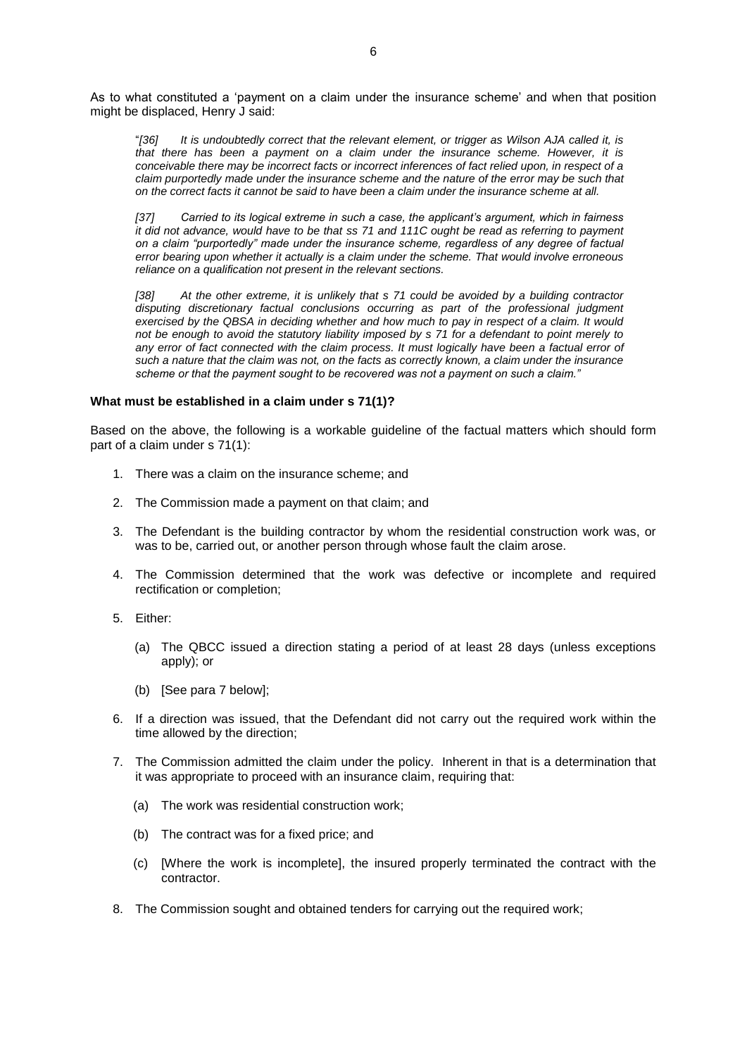As to what constituted a 'payment on a claim under the insurance scheme' and when that position might be displaced, Henry J said:

> "*[36] It is undoubtedly correct that the relevant element, or trigger as Wilson AJA called it, is that there has been a payment on a claim under the insurance scheme. However, it is conceivable there may be incorrect facts or incorrect inferences of fact relied upon, in respect of a claim purportedly made under the insurance scheme and the nature of the error may be such that on the correct facts it cannot be said to have been a claim under the insurance scheme at all.*
>
> *[37] Carried to its logical extreme in such a case, the applicant's argument, which in fairness it did not advance, would have to be that ss 71 and 111C ought be read as referring to payment on a claim "purportedly" made under the insurance scheme, regardless of any degree of factual error bearing upon whether it actually is a claim under the scheme. That would involve erroneous reliance on a qualification not present in the relevant sections.*
>
> *[38] At the other extreme, it is unlikely that s 71 could be avoided by a building contractor disputing discretionary factual conclusions occurring as part of the professional judgment exercised by the QBSA in deciding whether and how much to pay in respect of a claim. It would not be enough to avoid the statutory liability imposed by s 71 for a defendant to point merely to any error of fact connected with the claim process. It must logically have been a factual error of such a nature that the claim was not, on the facts as correctly known, a claim under the insurance scheme or that the payment sought to be recovered was not a payment on such a claim."*

**What must be established in a claim under s 71(1)?**

Based on the above, the following is a workable guideline of the factual matters which should form part of a claim under s 71(1):

1. There was a claim on the insurance scheme; and
2. The Commission made a payment on that claim; and
3. The Defendant is the building contractor by whom the residential construction work was, or was to be, carried out, or another person through whose fault the claim arose.
4. The Commission determined that the work was defective or incomplete and required rectification or completion;
5. Either:
   (a) The QBCC issued a direction stating a period of at least 28 days (unless exceptions apply); or
   (b) [See para 7 below];
6. If a direction was issued, that the Defendant did not carry out the required work within the time allowed by the direction;
7. The Commission admitted the claim under the policy. Inherent in that is a determination that it was appropriate to proceed with an insurance claim, requiring that:
   (a) The work was residential construction work;
   (b) The contract was for a fixed price; and
   (c) [Where the work is incomplete], the insured properly terminated the contract with the contractor.
8. The Commission sought and obtained tenders for carrying out the required work;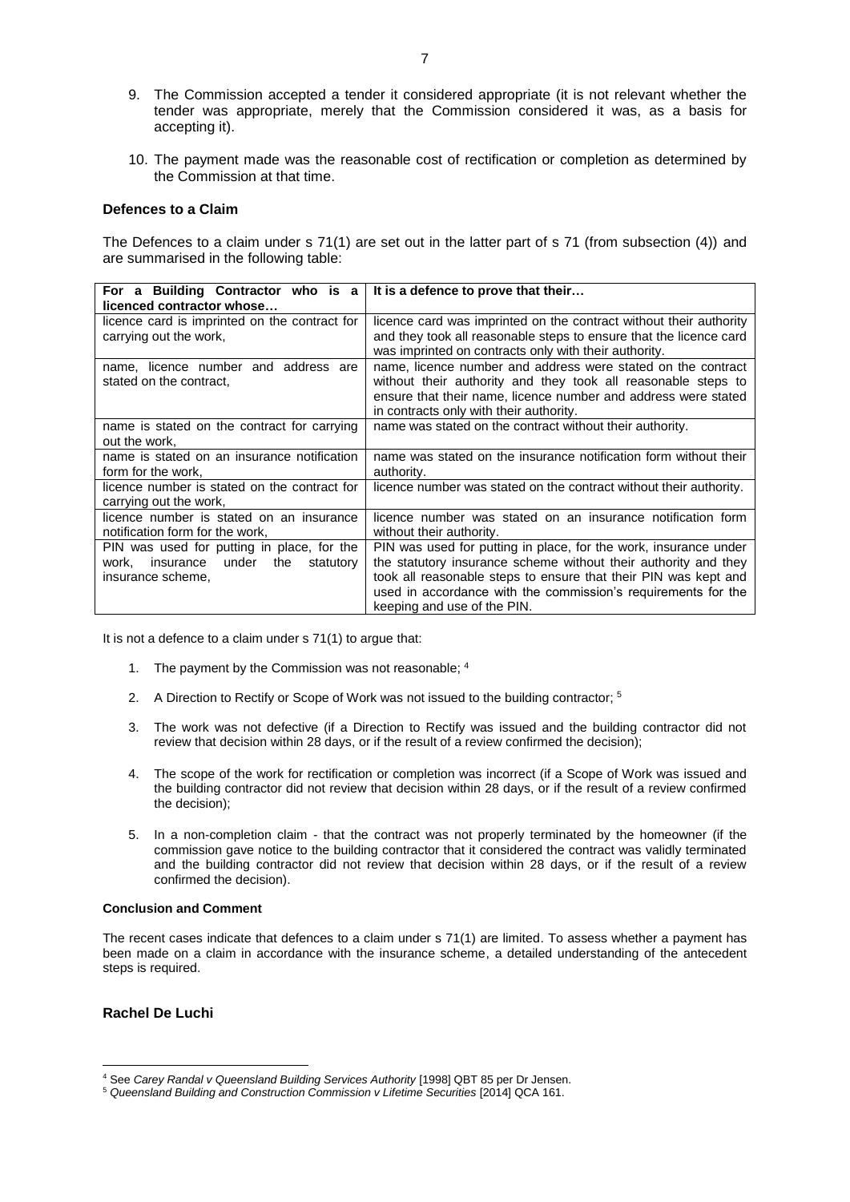9. The Commission accepted a tender it considered appropriate (it is not relevant whether the tender was appropriate, merely that the Commission considered it was, as a basis for accepting it).

10. The payment made was the reasonable cost of rectification or completion as determined by the Commission at that time.

**Defences to a Claim**

The Defences to a claim under s 71(1) are set out in the latter part of s 71 (from subsection (4)) and are summarised in the following table:

| For a Building Contractor who is a licenced contractor whose… | It is a defence to prove that their… |
|---|---|
| licence card is imprinted on the contract for carrying out the work, | licence card was imprinted on the contract without their authority and they took all reasonable steps to ensure that the licence card was imprinted on contracts only with their authority. |
| name, licence number and address are stated on the contract, | name, licence number and address were stated on the contract without their authority and they took all reasonable steps to ensure that their name, licence number and address were stated in contracts only with their authority. |
| name is stated on the contract for carrying out the work, | name was stated on the contract without their authority. |
| name is stated on an insurance notification form for the work, | name was stated on the insurance notification form without their authority. |
| licence number is stated on the contract for carrying out the work, | licence number was stated on the contract without their authority. |
| licence number is stated on an insurance notification form for the work, | licence number was stated on an insurance notification form without their authority. |
| PIN was used for putting in place, for the work, insurance under the statutory insurance scheme, | PIN was used for putting in place, for the work, insurance under the statutory insurance scheme without their authority and they took all reasonable steps to ensure that their PIN was kept and used in accordance with the commission's requirements for the keeping and use of the PIN. |

It is not a defence to a claim under s 71(1) to argue that:

1. The payment by the Commission was not reasonable; [4]

2. A Direction to Rectify or Scope of Work was not issued to the building contractor; [5]

3. The work was not defective (if a Direction to Rectify was issued and the building contractor did not review that decision within 28 days, or if the result of a review confirmed the decision);

4. The scope of the work for rectification or completion was incorrect (if a Scope of Work was issued and the building contractor did not review that decision within 28 days, or if the result of a review confirmed the decision);

5. In a non-completion claim - that the contract was not properly terminated by the homeowner (if the commission gave notice to the building contractor that it considered the contract was validly terminated and the building contractor did not review that decision within 28 days, or if the result of a review confirmed the decision).

**Conclusion and Comment**

The recent cases indicate that defences to a claim under s 71(1) are limited. To assess whether a payment has been made on a claim in accordance with the insurance scheme, a detailed understanding of the antecedent steps is required.

**Rachel De Luchi**

---

[4] See *Carey Randal v Queensland Building Services Authority* [1998] QBT 85 per Dr Jensen.

[5] *Queensland Building and Construction Commission v Lifetime Securities* [2014] QCA 161.